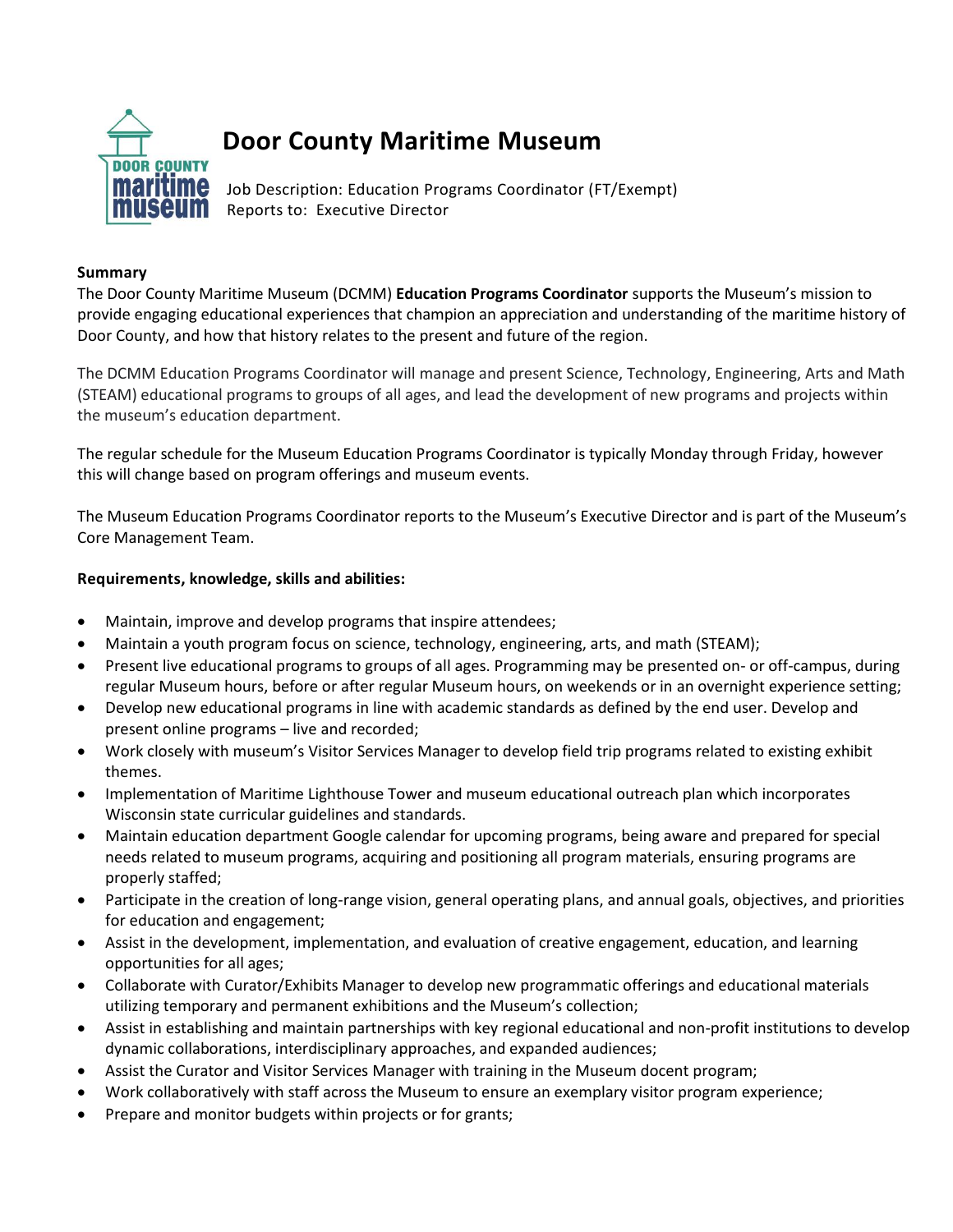# Door County Maritime Museum

Job Description: Education Programs Coordinator (FT/Exempt)
Reports to: Executive Director

**Summary**

The Door County Maritime Museum (DCMM) **Education Programs Coordinator** supports the Museum's mission to provide engaging educational experiences that champion an appreciation and understanding of the maritime history of Door County, and how that history relates to the present and future of the region.

The DCMM Education Programs Coordinator will manage and present Science, Technology, Engineering, Arts and Math (STEAM) educational programs to groups of all ages, and lead the development of new programs and projects within the museum's education department.

The regular schedule for the Museum Education Programs Coordinator is typically Monday through Friday, however this will change based on program offerings and museum events.

The Museum Education Programs Coordinator reports to the Museum's Executive Director and is part of the Museum's Core Management Team.

**Requirements, knowledge, skills and abilities:**

- Maintain, improve and develop programs that inspire attendees;
- Maintain a youth program focus on science, technology, engineering, arts, and math (STEAM);
- Present live educational programs to groups of all ages. Programming may be presented on- or off-campus, during regular Museum hours, before or after regular Museum hours, on weekends or in an overnight experience setting;
- Develop new educational programs in line with academic standards as defined by the end user. Develop and present online programs – live and recorded;
- Work closely with museum's Visitor Services Manager to develop field trip programs related to existing exhibit themes.
- Implementation of Maritime Lighthouse Tower and museum educational outreach plan which incorporates Wisconsin state curricular guidelines and standards.
- Maintain education department Google calendar for upcoming programs, being aware and prepared for special needs related to museum programs, acquiring and positioning all program materials, ensuring programs are properly staffed;
- Participate in the creation of long-range vision, general operating plans, and annual goals, objectives, and priorities for education and engagement;
- Assist in the development, implementation, and evaluation of creative engagement, education, and learning opportunities for all ages;
- Collaborate with Curator/Exhibits Manager to develop new programmatic offerings and educational materials utilizing temporary and permanent exhibitions and the Museum's collection;
- Assist in establishing and maintain partnerships with key regional educational and non-profit institutions to develop dynamic collaborations, interdisciplinary approaches, and expanded audiences;
- Assist the Curator and Visitor Services Manager with training in the Museum docent program;
- Work collaboratively with staff across the Museum to ensure an exemplary visitor program experience;
- Prepare and monitor budgets within projects or for grants;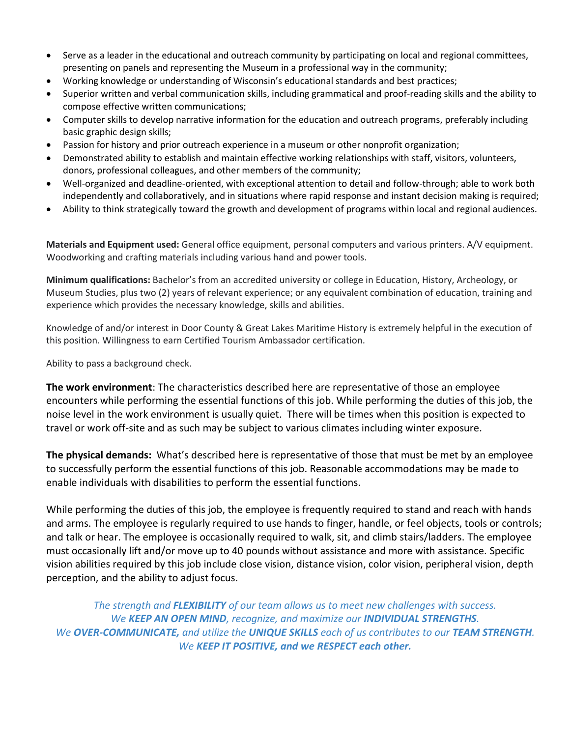- Serve as a leader in the educational and outreach community by participating on local and regional committees, presenting on panels and representing the Museum in a professional way in the community;
- Working knowledge or understanding of Wisconsin's educational standards and best practices;
- Superior written and verbal communication skills, including grammatical and proof-reading skills and the ability to compose effective written communications;
- Computer skills to develop narrative information for the education and outreach programs, preferably including basic graphic design skills;
- Passion for history and prior outreach experience in a museum or other nonprofit organization;
- Demonstrated ability to establish and maintain effective working relationships with staff, visitors, volunteers, donors, professional colleagues, and other members of the community;
- Well-organized and deadline-oriented, with exceptional attention to detail and follow-through; able to work both independently and collaboratively, and in situations where rapid response and instant decision making is required;
- Ability to think strategically toward the growth and development of programs within local and regional audiences.

**Materials and Equipment used:** General office equipment, personal computers and various printers. A/V equipment. Woodworking and crafting materials including various hand and power tools.

**Minimum qualifications:** Bachelor's from an accredited university or college in Education, History, Archeology, or Museum Studies, plus two (2) years of relevant experience; or any equivalent combination of education, training and experience which provides the necessary knowledge, skills and abilities.

Knowledge of and/or interest in Door County & Great Lakes Maritime History is extremely helpful in the execution of this position. Willingness to earn Certified Tourism Ambassador certification.

Ability to pass a background check.

**The work environment**: The characteristics described here are representative of those an employee encounters while performing the essential functions of this job. While performing the duties of this job, the noise level in the work environment is usually quiet. There will be times when this position is expected to travel or work off-site and as such may be subject to various climates including winter exposure.

**The physical demands:** What's described here is representative of those that must be met by an employee to successfully perform the essential functions of this job. Reasonable accommodations may be made to enable individuals with disabilities to perform the essential functions.

While performing the duties of this job, the employee is frequently required to stand and reach with hands and arms. The employee is regularly required to use hands to finger, handle, or feel objects, tools or controls; and talk or hear. The employee is occasionally required to walk, sit, and climb stairs/ladders. The employee must occasionally lift and/or move up to 40 pounds without assistance and more with assistance. Specific vision abilities required by this job include close vision, distance vision, color vision, peripheral vision, depth perception, and the ability to adjust focus.

*The strength and **FLEXIBILITY** of our team allows us to meet new challenges with success.*
*We **KEEP AN OPEN MIND**, recognize, and maximize our **INDIVIDUAL STRENGTHS**.*
*We **OVER-COMMUNICATE,** and utilize the **UNIQUE SKILLS** each of us contributes to our **TEAM STRENGTH**.*
*We **KEEP IT POSITIVE, and we RESPECT each other.***